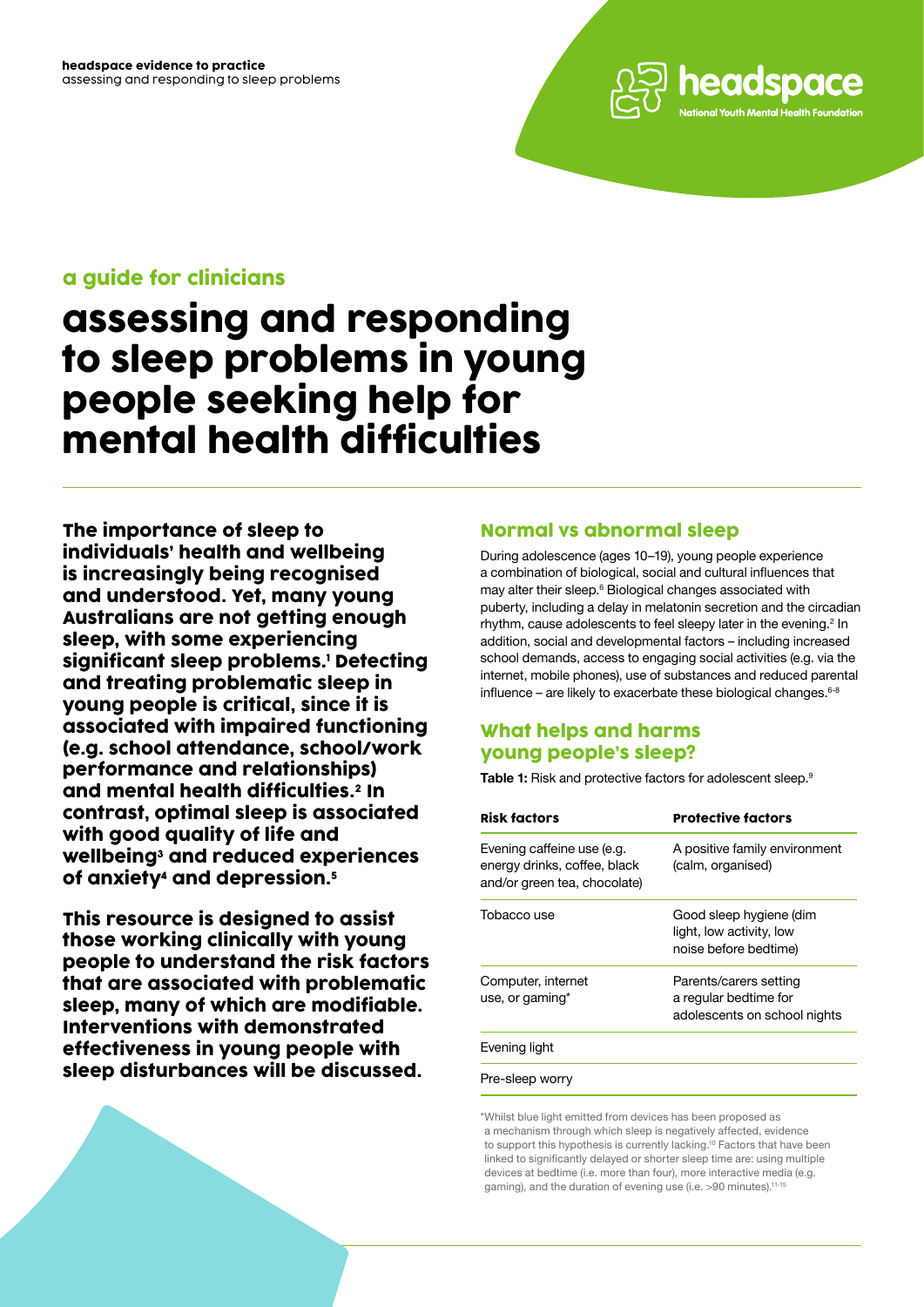## a guide for clinicians

# assessing and responding to sleep problems in young people seeking help for mental health difficulties

**The importance of sleep to individuals' health and wellbeing is increasingly being recognised and understood. Yet, many young Australians are not getting enough sleep, with some experiencing significant sleep problems.[1] Detecting and treating problematic sleep in young people is critical, since it is associated with impaired functioning (e.g. school attendance, school/work performance and relationships) and mental health difficulties.[2] In contrast, optimal sleep is associated with good quality of life and wellbeing[3] and reduced experiences of anxiety[4] and depression.[5]**

**This resource is designed to assist those working clinically with young people to understand the risk factors that are associated with problematic sleep, many of which are modifiable. Interventions with demonstrated effectiveness in young people with sleep disturbances will be discussed.**

## Normal vs abnormal sleep

During adolescence (ages 10–19), young people experience a combination of biological, social and cultural influences that may alter their sleep.[6] Biological changes associated with puberty, including a delay in melatonin secretion and the circadian rhythm, cause adolescents to feel sleepy later in the evening.[2] In addition, social and developmental factors – including increased school demands, access to engaging social activities (e.g. via the internet, mobile phones), use of substances and reduced parental influence – are likely to exacerbate these biological changes.[6-8]

## What helps and harms young people's sleep?

**Table 1:** Risk and protective factors for adolescent sleep.[9]

| Risk factors | Protective factors |
|---|---|
| Evening caffeine use (e.g. energy drinks, coffee, black and/or green tea, chocolate) | A positive family environment (calm, organised) |
| Tobacco use | Good sleep hygiene (dim light, low activity, low noise before bedtime) |
| Computer, internet use, or gaming* | Parents/carers setting a regular bedtime for adolescents on school nights |
| Evening light | |
| Pre-sleep worry | |

*Whilst blue light emitted from devices has been proposed as a mechanism through which sleep is negatively affected, evidence to support this hypothesis is currently lacking.[10] Factors that have been linked to significantly delayed or shorter sleep time are: using multiple devices at bedtime (i.e. more than four), more interactive media (e.g. gaming), and the duration of evening use (i.e. >90 minutes).[11-15]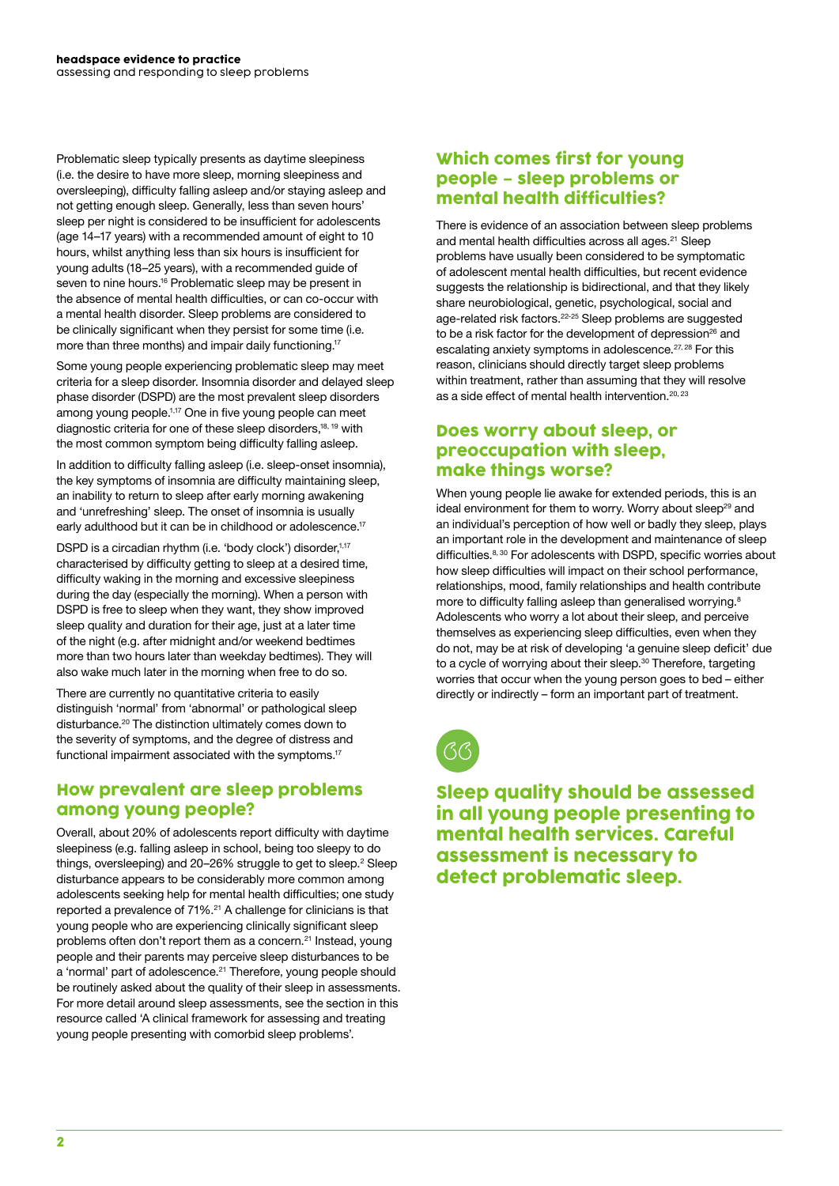Problematic sleep typically presents as daytime sleepiness (i.e. the desire to have more sleep, morning sleepiness and oversleeping), difficulty falling asleep and/or staying asleep and not getting enough sleep. Generally, less than seven hours' sleep per night is considered to be insufficient for adolescents (age 14–17 years) with a recommended amount of eight to 10 hours, whilst anything less than six hours is insufficient for young adults (18–25 years), with a recommended guide of seven to nine hours.[16] Problematic sleep may be present in the absence of mental health difficulties, or can co-occur with a mental health disorder. Sleep problems are considered to be clinically significant when they persist for some time (i.e. more than three months) and impair daily functioning.[17]

Some young people experiencing problematic sleep may meet criteria for a sleep disorder. Insomnia disorder and delayed sleep phase disorder (DSPD) are the most prevalent sleep disorders among young people.[1,17] One in five young people can meet diagnostic criteria for one of these sleep disorders,[18,19] with the most common symptom being difficulty falling asleep.

In addition to difficulty falling asleep (i.e. sleep-onset insomnia), the key symptoms of insomnia are difficulty maintaining sleep, an inability to return to sleep after early morning awakening and 'unrefreshing' sleep. The onset of insomnia is usually early adulthood but it can be in childhood or adolescence.[17]

DSPD is a circadian rhythm (i.e. 'body clock') disorder,[1,17] characterised by difficulty getting to sleep at a desired time, difficulty waking in the morning and excessive sleepiness during the day (especially the morning). When a person with DSPD is free to sleep when they want, they show improved sleep quality and duration for their age, just at a later time of the night (e.g. after midnight and/or weekend bedtimes more than two hours later than weekday bedtimes). They will also wake much later in the morning when free to do so.

There are currently no quantitative criteria to easily distinguish 'normal' from 'abnormal' or pathological sleep disturbance.[20] The distinction ultimately comes down to the severity of symptoms, and the degree of distress and functional impairment associated with the symptoms.[17]

## How prevalent are sleep problems among young people?

Overall, about 20% of adolescents report difficulty with daytime sleepiness (e.g. falling asleep in school, being too sleepy to do things, oversleeping) and 20–26% struggle to get to sleep.[2] Sleep disturbance appears to be considerably more common among adolescents seeking help for mental health difficulties; one study reported a prevalence of 71%.[21] A challenge for clinicians is that young people who are experiencing clinically significant sleep problems often don't report them as a concern.[21] Instead, young people and their parents may perceive sleep disturbances to be a 'normal' part of adolescence.[21] Therefore, young people should be routinely asked about the quality of their sleep in assessments. For more detail around sleep assessments, see the section in this resource called 'A clinical framework for assessing and treating young people presenting with comorbid sleep problems'.

## Which comes first for young people – sleep problems or mental health difficulties?

There is evidence of an association between sleep problems and mental health difficulties across all ages.[21] Sleep problems have usually been considered to be symptomatic of adolescent mental health difficulties, but recent evidence suggests the relationship is bidirectional, and that they likely share neurobiological, genetic, psychological, social and age-related risk factors.[22-25] Sleep problems are suggested to be a risk factor for the development of depression[26] and escalating anxiety symptoms in adolescence.[27,28] For this reason, clinicians should directly target sleep problems within treatment, rather than assuming that they will resolve as a side effect of mental health intervention.[20,23]

## Does worry about sleep, or preoccupation with sleep, make things worse?

When young people lie awake for extended periods, this is an ideal environment for them to worry. Worry about sleep[29] and an individual's perception of how well or badly they sleep, plays an important role in the development and maintenance of sleep difficulties.[8,30] For adolescents with DSPD, specific worries about how sleep difficulties will impact on their school performance, relationships, mood, family relationships and health contribute more to difficulty falling asleep than generalised worrying.[8] Adolescents who worry a lot about their sleep, and perceive themselves as experiencing sleep difficulties, even when they do not, may be at risk of developing 'a genuine sleep deficit' due to a cycle of worrying about their sleep.[30] Therefore, targeting worries that occur when the young person goes to bed – either directly or indirectly – form an important part of treatment.

> **Sleep quality should be assessed in all young people presenting to mental health services. Careful assessment is necessary to detect problematic sleep.**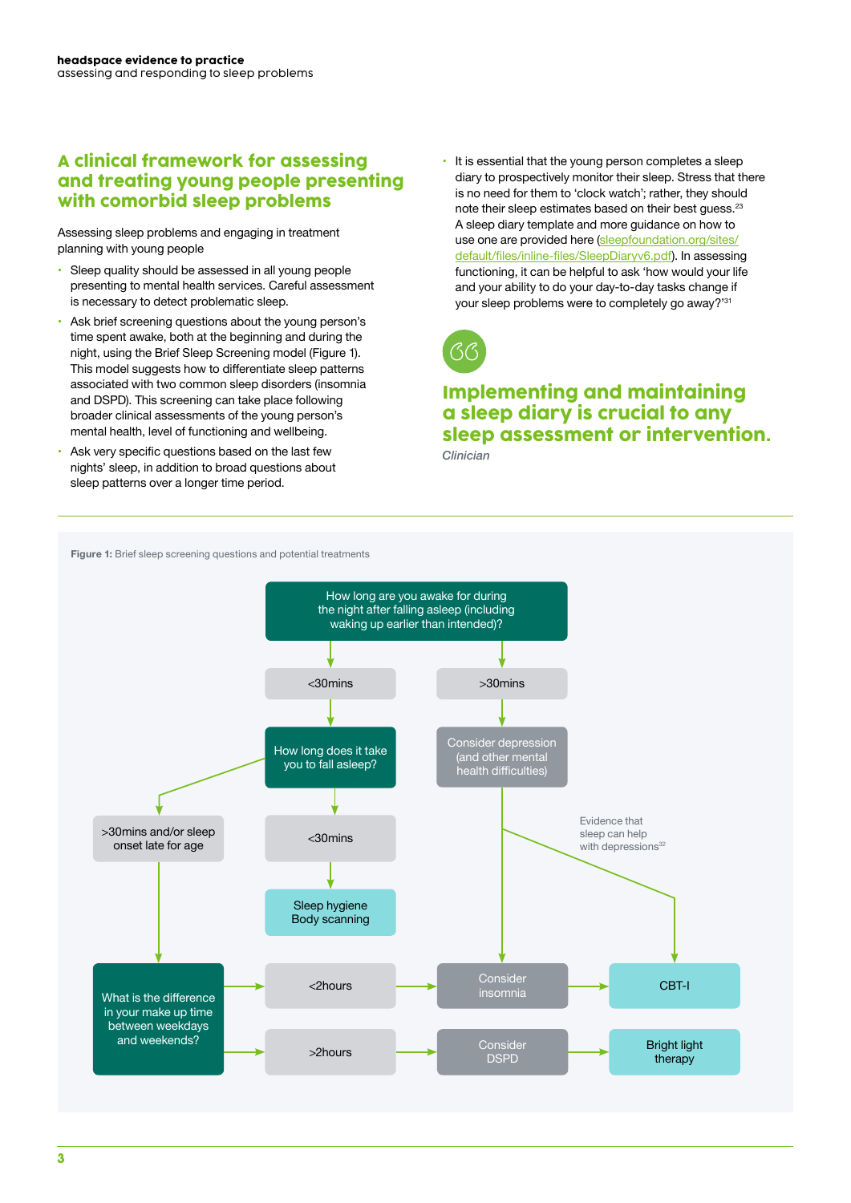## A clinical framework for assessing and treating young people presenting with comorbid sleep problems

Assessing sleep problems and engaging in treatment planning with young people

- Sleep quality should be assessed in all young people presenting to mental health services. Careful assessment is necessary to detect problematic sleep.
- Ask brief screening questions about the young person's time spent awake, both at the beginning and during the night, using the Brief Sleep Screening model (Figure 1). This model suggests how to differentiate sleep patterns associated with two common sleep disorders (insomnia and DSPD). This screening can take place following broader clinical assessments of the young person's mental health, level of functioning and wellbeing.
- Ask very specific questions based on the last few nights' sleep, in addition to broad questions about sleep patterns over a longer time period.
- It is essential that the young person completes a sleep diary to prospectively monitor their sleep. Stress that there is no need for them to 'clock watch'; rather, they should note their sleep estimates based on their best guess.[23] A sleep diary template and more guidance on how to use one are provided here (sleepfoundation.org/sites/default/files/inline-files/SleepDiaryv6.pdf). In assessing functioning, it can be helpful to ask 'how would your life and your ability to do your day-to-day tasks change if your sleep problems were to completely go away?'[31]

> **Implementing and maintaining a sleep diary is crucial to any sleep assessment or intervention.**
>
> *Clinician*

**Figure 1:** Brief sleep screening questions and potential treatments

- How long are you awake for during the night after falling asleep (including waking up earlier than intended)?
  - <30mins → How long does it take you to fall asleep?
    - <30mins → Sleep hygiene, Body scanning
    - >30mins and/or sleep onset late for age → What is the difference in your make up time between weekdays and weekends?
      - <2hours → Consider insomnia → CBT-I
      - >2hours → Consider DSPD → Bright light therapy
  - >30mins → Consider depression (and other mental health difficulties)
    - → Consider insomnia → CBT-I
    - Evidence that sleep can help with depressions[32] → CBT-I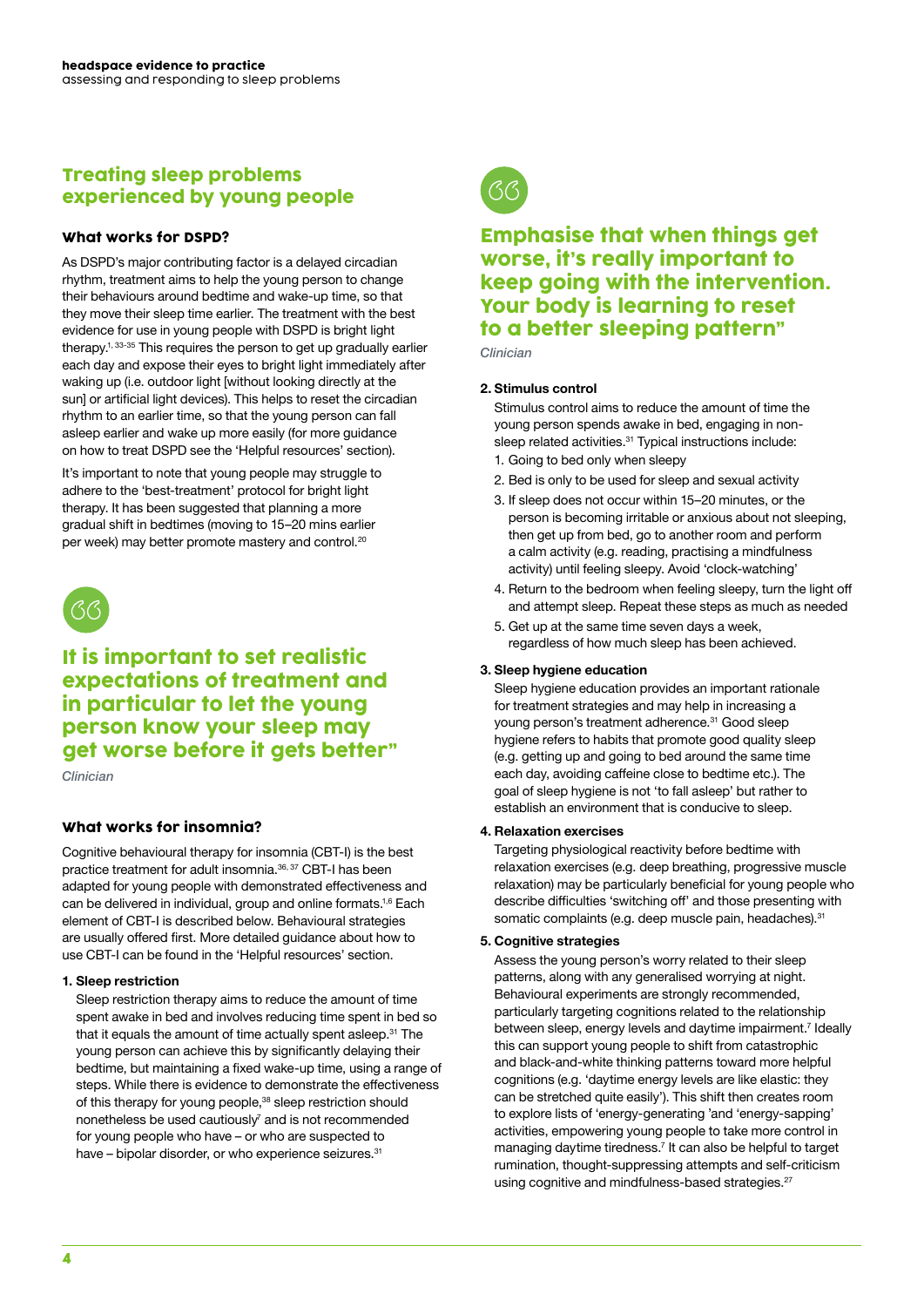## Treating sleep problems experienced by young people

### What works for DSPD?

As DSPD's major contributing factor is a delayed circadian rhythm, treatment aims to help the young person to change their behaviours around bedtime and wake-up time, so that they move their sleep time earlier. The treatment with the best evidence for use in young people with DSPD is bright light therapy.[1, 33-35] This requires the person to get up gradually earlier each day and expose their eyes to bright light immediately after waking up (i.e. outdoor light [without looking directly at the sun] or artificial light devices). This helps to reset the circadian rhythm to an earlier time, so that the young person can fall asleep earlier and wake up more easily (for more guidance on how to treat DSPD see the 'Helpful resources' section).

It's important to note that young people may struggle to adhere to the 'best-treatment' protocol for bright light therapy. It has been suggested that planning a more gradual shift in bedtimes (moving to 15–20 mins earlier per week) may better promote mastery and control.[20]

> **It is important to set realistic expectations of treatment and in particular to let the young person know your sleep may get worse before it gets better"**
>
> *Clinician*

### What works for insomnia?

Cognitive behavioural therapy for insomnia (CBT-I) is the best practice treatment for adult insomnia.[36, 37] CBT-I has been adapted for young people with demonstrated effectiveness and can be delivered in individual, group and online formats.[1,6] Each element of CBT-I is described below. Behavioural strategies are usually offered first. More detailed guidance about how to use CBT-I can be found in the 'Helpful resources' section.

**1. Sleep restriction**

Sleep restriction therapy aims to reduce the amount of time spent awake in bed and involves reducing time spent in bed so that it equals the amount of time actually spent asleep.[31] The young person can achieve this by significantly delaying their bedtime, but maintaining a fixed wake-up time, using a range of steps. While there is evidence to demonstrate the effectiveness of this therapy for young people,[38] sleep restriction should nonetheless be used cautiously[7] and is not recommended for young people who have – or who are suspected to have – bipolar disorder, or who experience seizures.[31]

> **Emphasise that when things get worse, it's really important to keep going with the intervention. Your body is learning to reset to a better sleeping pattern"**
>
> *Clinician*

**2. Stimulus control**

Stimulus control aims to reduce the amount of time the young person spends awake in bed, engaging in non-sleep related activities.[31] Typical instructions include:

1. Going to bed only when sleepy
2. Bed is only to be used for sleep and sexual activity
3. If sleep does not occur within 15–20 minutes, or the person is becoming irritable or anxious about not sleeping, then get up from bed, go to another room and perform a calm activity (e.g. reading, practising a mindfulness activity) until feeling sleepy. Avoid 'clock-watching'
4. Return to the bedroom when feeling sleepy, turn the light off and attempt sleep. Repeat these steps as much as needed
5. Get up at the same time seven days a week, regardless of how much sleep has been achieved.

**3. Sleep hygiene education**

Sleep hygiene education provides an important rationale for treatment strategies and may help in increasing a young person's treatment adherence.[31] Good sleep hygiene refers to habits that promote good quality sleep (e.g. getting up and going to bed around the same time each day, avoiding caffeine close to bedtime etc.). The goal of sleep hygiene is not 'to fall asleep' but rather to establish an environment that is conducive to sleep.

**4. Relaxation exercises**

Targeting physiological reactivity before bedtime with relaxation exercises (e.g. deep breathing, progressive muscle relaxation) may be particularly beneficial for young people who describe difficulties 'switching off' and those presenting with somatic complaints (e.g. deep muscle pain, headaches).[31]

**5. Cognitive strategies**

Assess the young person's worry related to their sleep patterns, along with any generalised worrying at night. Behavioural experiments are strongly recommended, particularly targeting cognitions related to the relationship between sleep, energy levels and daytime impairment.[7] Ideally this can support young people to shift from catastrophic and black-and-white thinking patterns toward more helpful cognitions (e.g. 'daytime energy levels are like elastic: they can be stretched quite easily'). This shift then creates room to explore lists of 'energy-generating 'and 'energy-sapping' activities, empowering young people to take more control in managing daytime tiredness.[7] It can also be helpful to target rumination, thought-suppressing attempts and self-criticism using cognitive and mindfulness-based strategies.[27]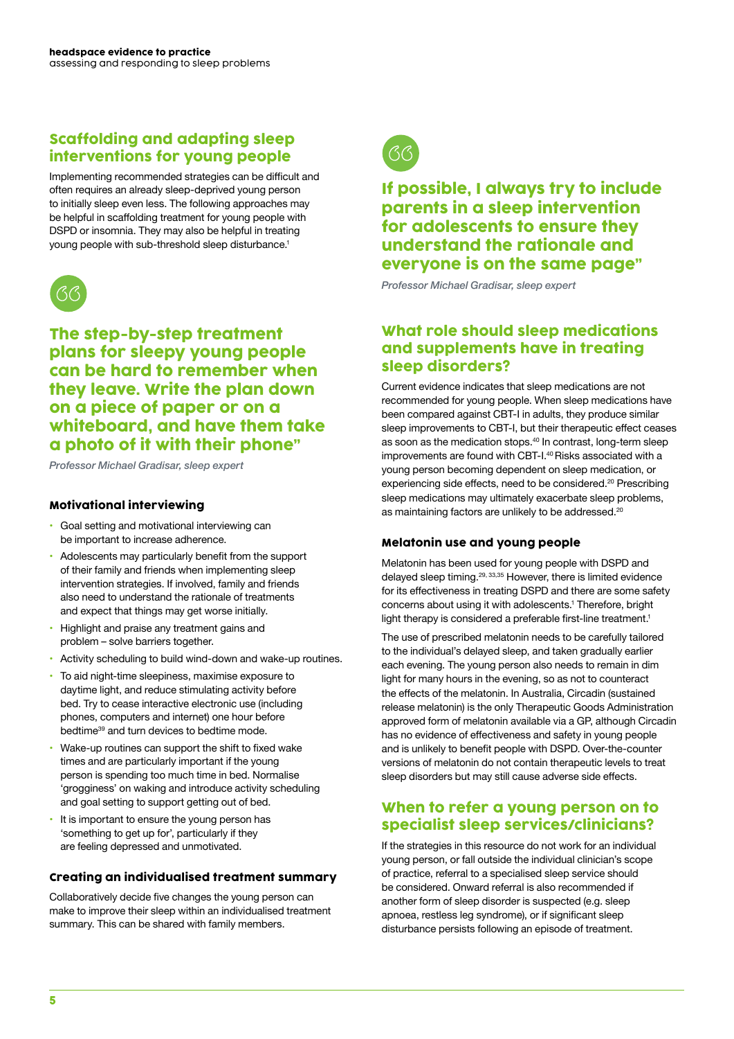## Scaffolding and adapting sleep interventions for young people

Implementing recommended strategies can be difficult and often requires an already sleep-deprived young person to initially sleep even less. The following approaches may be helpful in scaffolding treatment for young people with DSPD or insomnia. They may also be helpful in treating young people with sub-threshold sleep disturbance.[1]

> **The step-by-step treatment plans for sleepy young people can be hard to remember when they leave. Write the plan down on a piece of paper or on a whiteboard, and have them take a photo of it with their phone"**
>
> *Professor Michael Gradisar, sleep expert*

### Motivational interviewing

- Goal setting and motivational interviewing can be important to increase adherence.
- Adolescents may particularly benefit from the support of their family and friends when implementing sleep intervention strategies. If involved, family and friends also need to understand the rationale of treatments and expect that things may get worse initially.
- Highlight and praise any treatment gains and problem – solve barriers together.
- Activity scheduling to build wind-down and wake-up routines.
- To aid night-time sleepiness, maximise exposure to daytime light, and reduce stimulating activity before bed. Try to cease interactive electronic use (including phones, computers and internet) one hour before bedtime[39] and turn devices to bedtime mode.
- Wake-up routines can support the shift to fixed wake times and are particularly important if the young person is spending too much time in bed. Normalise 'grogginess' on waking and introduce activity scheduling and goal setting to support getting out of bed.
- It is important to ensure the young person has 'something to get up for', particularly if they are feeling depressed and unmotivated.

### Creating an individualised treatment summary

Collaboratively decide five changes the young person can make to improve their sleep within an individualised treatment summary. This can be shared with family members.

> **If possible, I always try to include parents in a sleep intervention for adolescents to ensure they understand the rationale and everyone is on the same page"**
>
> *Professor Michael Gradisar, sleep expert*

## What role should sleep medications and supplements have in treating sleep disorders?

Current evidence indicates that sleep medications are not recommended for young people. When sleep medications have been compared against CBT-I in adults, they produce similar sleep improvements to CBT-I, but their therapeutic effect ceases as soon as the medication stops.[40] In contrast, long-term sleep improvements are found with CBT-I.[40] Risks associated with a young person becoming dependent on sleep medication, or experiencing side effects, need to be considered.[20] Prescribing sleep medications may ultimately exacerbate sleep problems, as maintaining factors are unlikely to be addressed.[20]

### Melatonin use and young people

Melatonin has been used for young people with DSPD and delayed sleep timing.[29, 33,35] However, there is limited evidence for its effectiveness in treating DSPD and there are some safety concerns about using it with adolescents.[1] Therefore, bright light therapy is considered a preferable first-line treatment.[1]

The use of prescribed melatonin needs to be carefully tailored to the individual's delayed sleep, and taken gradually earlier each evening. The young person also needs to remain in dim light for many hours in the evening, so as not to counteract the effects of the melatonin. In Australia, Circadin (sustained release melatonin) is the only Therapeutic Goods Administration approved form of melatonin available via a GP, although Circadin has no evidence of effectiveness and safety in young people and is unlikely to benefit people with DSPD. Over-the-counter versions of melatonin do not contain therapeutic levels to treat sleep disorders but may still cause adverse side effects.

## When to refer a young person on to specialist sleep services/clinicians?

If the strategies in this resource do not work for an individual young person, or fall outside the individual clinician's scope of practice, referral to a specialised sleep service should be considered. Onward referral is also recommended if another form of sleep disorder is suspected (e.g. sleep apnoea, restless leg syndrome), or if significant sleep disturbance persists following an episode of treatment.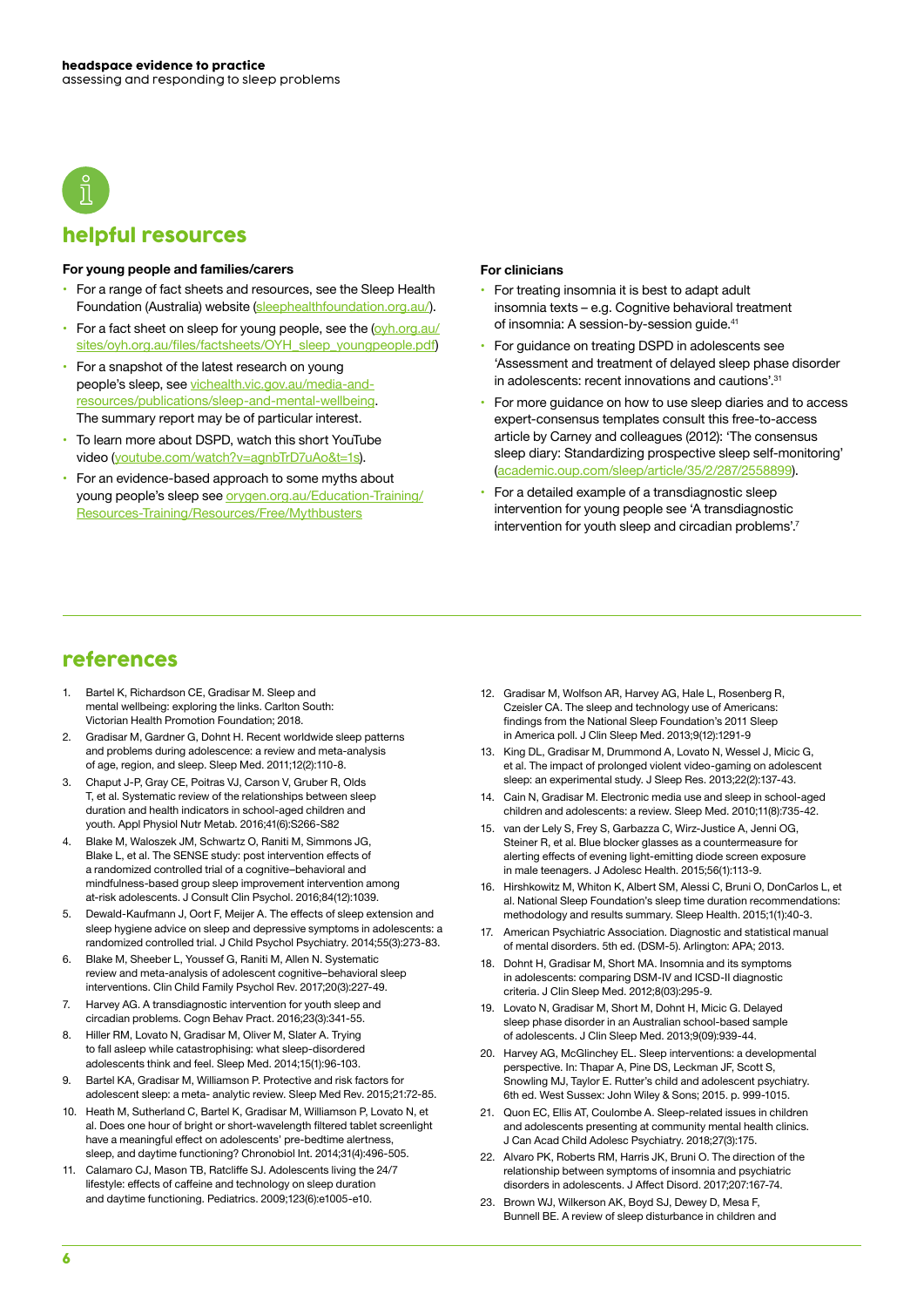## helpful resources

**For young people and families/carers**

- For a range of fact sheets and resources, see the Sleep Health Foundation (Australia) website (sleephealthfoundation.org.au/).
- For a fact sheet on sleep for young people, see the (oyh.org.au/sites/oyh.org.au/files/factsheets/OYH_sleep_youngpeople.pdf)
- For a snapshot of the latest research on young people's sleep, see vichealth.vic.gov.au/media-and-resources/publications/sleep-and-mental-wellbeing. The summary report may be of particular interest.
- To learn more about DSPD, watch this short YouTube video (youtube.com/watch?v=agnbTrD7uAo&t=1s).
- For an evidence-based approach to some myths about young people's sleep see orygen.org.au/Education-Training/Resources-Training/Resources/Free/Mythbusters

**For clinicians**

- For treating insomnia it is best to adapt adult insomnia texts – e.g. Cognitive behavioral treatment of insomnia: A session-by-session guide.[41]
- For guidance on treating DSPD in adolescents see 'Assessment and treatment of delayed sleep phase disorder in adolescents: recent innovations and cautions'.[31]
- For more guidance on how to use sleep diaries and to access expert-consensus templates consult this free-to-access article by Carney and colleagues (2012): 'The consensus sleep diary: Standardizing prospective sleep self-monitoring' (academic.oup.com/sleep/article/35/2/287/2558899).
- For a detailed example of a transdiagnostic sleep intervention for young people see 'A transdiagnostic intervention for youth sleep and circadian problems'.[7]

## references

1. Bartel K, Richardson CE, Gradisar M. Sleep and mental wellbeing: exploring the links. Carlton South: Victorian Health Promotion Foundation; 2018.
2. Gradisar M, Gardner G, Dohnt H. Recent worldwide sleep patterns and problems during adolescence: a review and meta-analysis of age, region, and sleep. Sleep Med. 2011;12(2):110-8.
3. Chaput J-P, Gray CE, Poitras VJ, Carson V, Gruber R, Olds T, et al. Systematic review of the relationships between sleep duration and health indicators in school-aged children and youth. Appl Physiol Nutr Metab. 2016;41(6):S266-S82
4. Blake M, Waloszek JM, Schwartz O, Raniti M, Simmons JG, Blake L, et al. The SENSE study: post intervention effects of a randomized controlled trial of a cognitive–behavioral and mindfulness-based group sleep improvement intervention among at-risk adolescents. J Consult Clin Psychol. 2016;84(12):1039.
5. Dewald-Kaufmann J, Oort F, Meijer A. The effects of sleep extension and sleep hygiene advice on sleep and depressive symptoms in adolescents: a randomized controlled trial. J Child Psychol Psychiatry. 2014;55(3):273-83.
6. Blake M, Sheeber L, Youssef G, Raniti M, Allen N. Systematic review and meta-analysis of adolescent cognitive–behavioral sleep interventions. Clin Child Family Psychol Rev. 2017;20(3):227-49.
7. Harvey AG. A transdiagnostic intervention for youth sleep and circadian problems. Cogn Behav Pract. 2016;23(3):341-55.
8. Hiller RM, Lovato N, Gradisar M, Oliver M, Slater A. Trying to fall asleep while catastrophising: what sleep-disordered adolescents think and feel. Sleep Med. 2014;15(1):96-103.
9. Bartel KA, Gradisar M, Williamson P. Protective and risk factors for adolescent sleep: a meta- analytic review. Sleep Med Rev. 2015;21:72-85.
10. Heath M, Sutherland C, Bartel K, Gradisar M, Williamson P, Lovato N, et al. Does one hour of bright or short-wavelength filtered tablet screenlight have a meaningful effect on adolescents' pre-bedtime alertness, sleep, and daytime functioning? Chronobiol Int. 2014;31(4):496-505.
11. Calamaro CJ, Mason TB, Ratcliffe SJ. Adolescents living the 24/7 lifestyle: effects of caffeine and technology on sleep duration and daytime functioning. Pediatrics. 2009;123(6):e1005-e10.
12. Gradisar M, Wolfson AR, Harvey AG, Hale L, Rosenberg R, Czeisler CA. The sleep and technology use of Americans: findings from the National Sleep Foundation's 2011 Sleep in America poll. J Clin Sleep Med. 2013;9(12):1291-9
13. King DL, Gradisar M, Drummond A, Lovato N, Wessel J, Micic G, et al. The impact of prolonged violent video-gaming on adolescent sleep: an experimental study. J Sleep Res. 2013;22(2):137-43.
14. Cain N, Gradisar M. Electronic media use and sleep in school-aged children and adolescents: a review. Sleep Med. 2010;11(8):735-42.
15. van der Lely S, Frey S, Garbazza C, Wirz-Justice A, Jenni OG, Steiner R, et al. Blue blocker glasses as a countermeasure for alerting effects of evening light-emitting diode screen exposure in male teenagers. J Adolesc Health. 2015;56(1):113-9.
16. Hirshkowitz M, Whiton K, Albert SM, Alessi C, Bruni O, DonCarlos L, et al. National Sleep Foundation's sleep time duration recommendations: methodology and results summary. Sleep Health. 2015;1(1):40-3.
17. American Psychiatric Association. Diagnostic and statistical manual of mental disorders. 5th ed. (DSM-5). Arlington: APA; 2013.
18. Dohnt H, Gradisar M, Short MA. Insomnia and its symptoms in adolescents: comparing DSM-IV and ICSD-II diagnostic criteria. J Clin Sleep Med. 2012;8(03):295-9.
19. Lovato N, Gradisar M, Short M, Dohnt H, Micic G. Delayed sleep phase disorder in an Australian school-based sample of adolescents. J Clin Sleep Med. 2013;9(09):939-44.
20. Harvey AG, McGlinchey EL. Sleep interventions: a developmental perspective. In: Thapar A, Pine DS, Leckman JF, Scott S, Snowling MJ, Taylor E. Rutter's child and adolescent psychiatry. 6th ed. West Sussex: John Wiley & Sons; 2015. p. 999-1015.
21. Quon EC, Ellis AT, Coulombe A. Sleep-related issues in children and adolescents presenting at community mental health clinics. J Can Acad Child Adolesc Psychiatry. 2018;27(3):175.
22. Alvaro PK, Roberts RM, Harris JK, Bruni O. The direction of the relationship between symptoms of insomnia and psychiatric disorders in adolescents. J Affect Disord. 2017;207:167-74.
23. Brown WJ, Wilkerson AK, Boyd SJ, Dewey D, Mesa F, Bunnell BE. A review of sleep disturbance in children and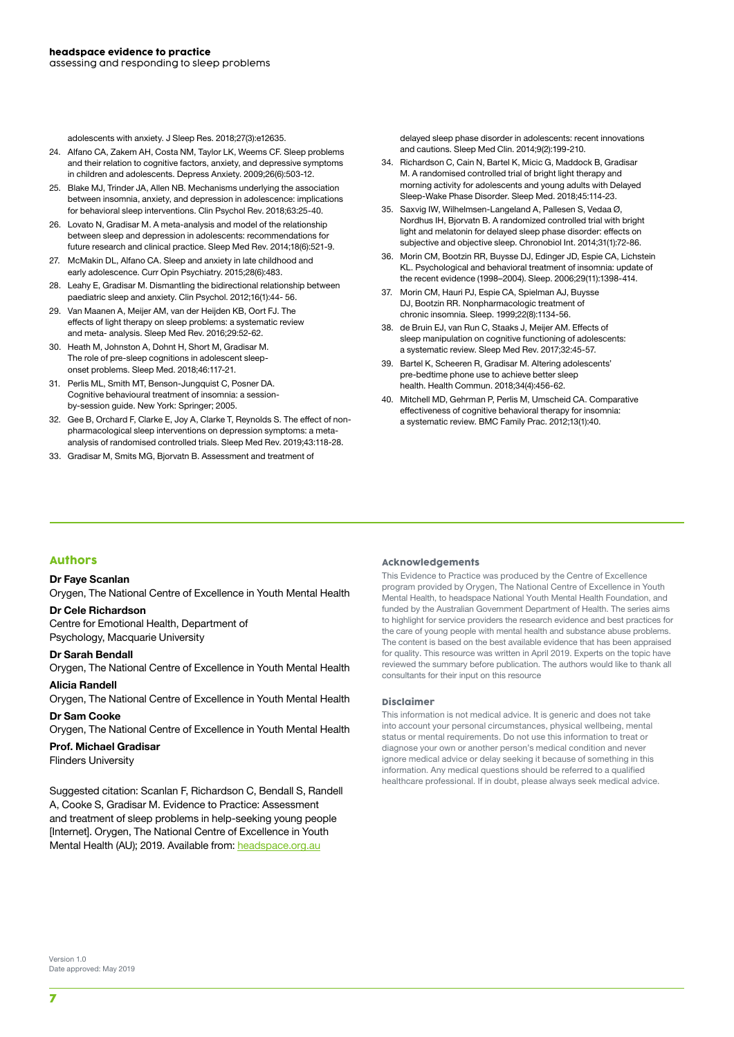adolescents with anxiety. J Sleep Res. 2018;27(3):e12635.

24. Alfano CA, Zakem AH, Costa NM, Taylor LK, Weems CF. Sleep problems and their relation to cognitive factors, anxiety, and depressive symptoms in children and adolescents. Depress Anxiety. 2009;26(6):503-12.
25. Blake MJ, Trinder JA, Allen NB. Mechanisms underlying the association between insomnia, anxiety, and depression in adolescence: implications for behavioral sleep interventions. Clin Psychol Rev. 2018;63:25-40.
26. Lovato N, Gradisar M. A meta-analysis and model of the relationship between sleep and depression in adolescents: recommendations for future research and clinical practice. Sleep Med Rev. 2014;18(6):521-9.
27. McMakin DL, Alfano CA. Sleep and anxiety in late childhood and early adolescence. Curr Opin Psychiatry. 2015;28(6):483.
28. Leahy E, Gradisar M. Dismantling the bidirectional relationship between paediatric sleep and anxiety. Clin Psychol. 2012;16(1):44- 56.
29. Van Maanen A, Meijer AM, van der Heijden KB, Oort FJ. The effects of light therapy on sleep problems: a systematic review and meta- analysis. Sleep Med Rev. 2016;29:52-62.
30. Heath M, Johnston A, Dohnt H, Short M, Gradisar M. The role of pre-sleep cognitions in adolescent sleep-onset problems. Sleep Med. 2018;46:117-21.
31. Perlis ML, Smith MT, Benson-Jungquist C, Posner DA. Cognitive behavioural treatment of insomnia: a session-by-session guide. New York: Springer; 2005.
32. Gee B, Orchard F, Clarke E, Joy A, Clarke T, Reynolds S. The effect of non-pharmacological sleep interventions on depression symptoms: a meta-analysis of randomised controlled trials. Sleep Med Rev. 2019;43:118-28.
33. Gradisar M, Smits MG, Bjorvatn B. Assessment and treatment of delayed sleep phase disorder in adolescents: recent innovations and cautions. Sleep Med Clin. 2014;9(2):199-210.
34. Richardson C, Cain N, Bartel K, Micic G, Maddock B, Gradisar M. A randomised controlled trial of bright light therapy and morning activity for adolescents and young adults with Delayed Sleep-Wake Phase Disorder. Sleep Med. 2018;45:114-23.
35. Saxvig IW, Wilhelmsen-Langeland A, Pallesen S, Vedaa Ø, Nordhus IH, Bjorvatn B. A randomized controlled trial with bright light and melatonin for delayed sleep phase disorder: effects on subjective and objective sleep. Chronobiol Int. 2014;31(1):72-86.
36. Morin CM, Bootzin RR, Buysse DJ, Edinger JD, Espie CA, Lichstein KL. Psychological and behavioral treatment of insomnia: update of the recent evidence (1998–2004). Sleep. 2006;29(11):1398-414.
37. Morin CM, Hauri PJ, Espie CA, Spielman AJ, Buysse DJ, Bootzin RR. Nonpharmacologic treatment of chronic insomnia. Sleep. 1999;22(8):1134-56.
38. de Bruin EJ, van Run C, Staaks J, Meijer AM. Effects of sleep manipulation on cognitive functioning of adolescents: a systematic review. Sleep Med Rev. 2017;32:45-57.
39. Bartel K, Scheeren R, Gradisar M. Altering adolescents' pre-bedtime phone use to achieve better sleep health. Health Commun. 2018;34(4):456-62.
40. Mitchell MD, Gehrman P, Perlis M, Umscheid CA. Comparative effectiveness of cognitive behavioral therapy for insomnia: a systematic review. BMC Family Prac. 2012;13(1):40.

## Authors

**Dr Faye Scanlan**
Orygen, The National Centre of Excellence in Youth Mental Health

**Dr Cele Richardson**
Centre for Emotional Health, Department of Psychology, Macquarie University

**Dr Sarah Bendall**
Orygen, The National Centre of Excellence in Youth Mental Health

**Alicia Randell**
Orygen, The National Centre of Excellence in Youth Mental Health

**Dr Sam Cooke**
Orygen, The National Centre of Excellence in Youth Mental Health

**Prof. Michael Gradisar**
Flinders University

Suggested citation: Scanlan F, Richardson C, Bendall S, Randell A, Cooke S, Gradisar M. Evidence to Practice: Assessment and treatment of sleep problems in help-seeking young people [Internet]. Orygen, The National Centre of Excellence in Youth Mental Health (AU); 2019. Available from: headspace.org.au

### Acknowledgements

This Evidence to Practice was produced by the Centre of Excellence program provided by Orygen, The National Centre of Excellence in Youth Mental Health, to headspace National Youth Mental Health Foundation, and funded by the Australian Government Department of Health. The series aims to highlight for service providers the research evidence and best practices for the care of young people with mental health and substance abuse problems. The content is based on the best available evidence that has been appraised for quality. This resource was written in April 2019. Experts on the topic have reviewed the summary before publication. The authors would like to thank all consultants for their input on this resource

### Disclaimer

This information is not medical advice. It is generic and does not take into account your personal circumstances, physical wellbeing, mental status or mental requirements. Do not use this information to treat or diagnose your own or another person's medical condition and never ignore medical advice or delay seeking it because of something in this information. Any medical questions should be referred to a qualified healthcare professional. If in doubt, please always seek medical advice.

Version 1.0
Date approved: May 2019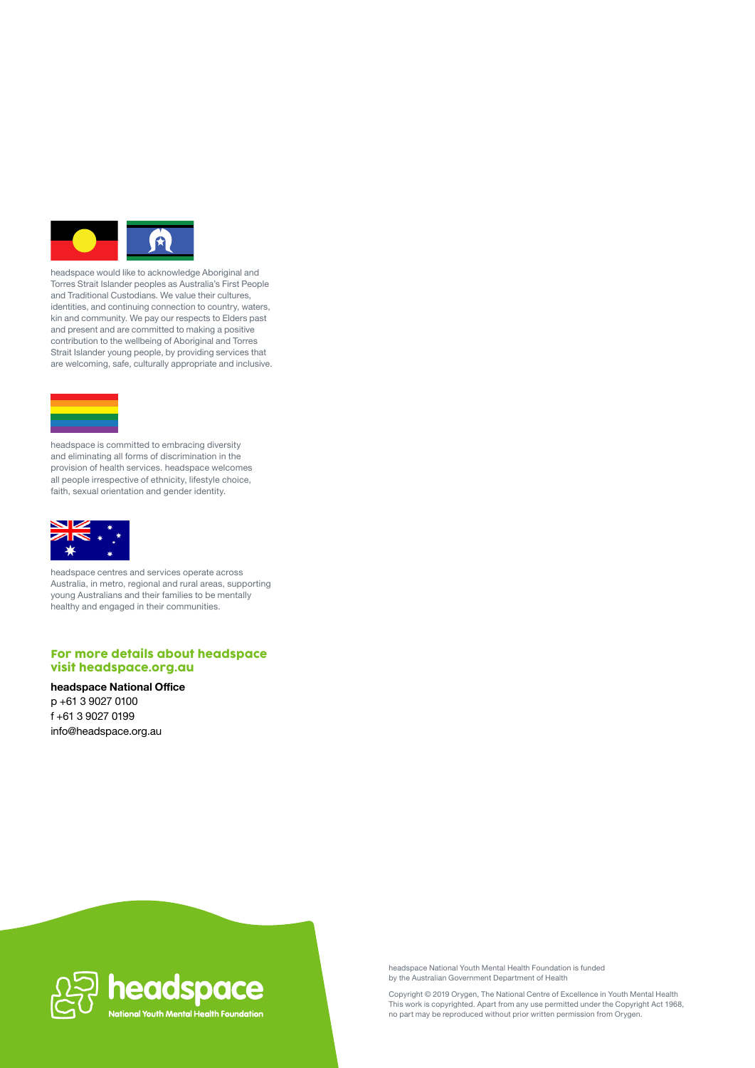headspace would like to acknowledge Aboriginal and Torres Strait Islander peoples as Australia's First People and Traditional Custodians. We value their cultures, identities, and continuing connection to country, waters, kin and community. We pay our respects to Elders past and present and are committed to making a positive contribution to the wellbeing of Aboriginal and Torres Strait Islander young people, by providing services that are welcoming, safe, culturally appropriate and inclusive.

headspace is committed to embracing diversity and eliminating all forms of discrimination in the provision of health services. headspace welcomes all people irrespective of ethnicity, lifestyle choice, faith, sexual orientation and gender identity.

headspace centres and services operate across Australia, in metro, regional and rural areas, supporting young Australians and their families to be mentally healthy and engaged in their communities.

## For more details about headspace visit headspace.org.au

**headspace National Office**
p +61 3 9027 0100
f +61 3 9027 0199
info@headspace.org.au

headspace National Youth Mental Health Foundation

headspace National Youth Mental Health Foundation is funded by the Australian Government Department of Health

Copyright © 2019 Orygen, The National Centre of Excellence in Youth Mental Health
This work is copyrighted. Apart from any use permitted under the Copyright Act 1968, no part may be reproduced without prior written permission from Orygen.